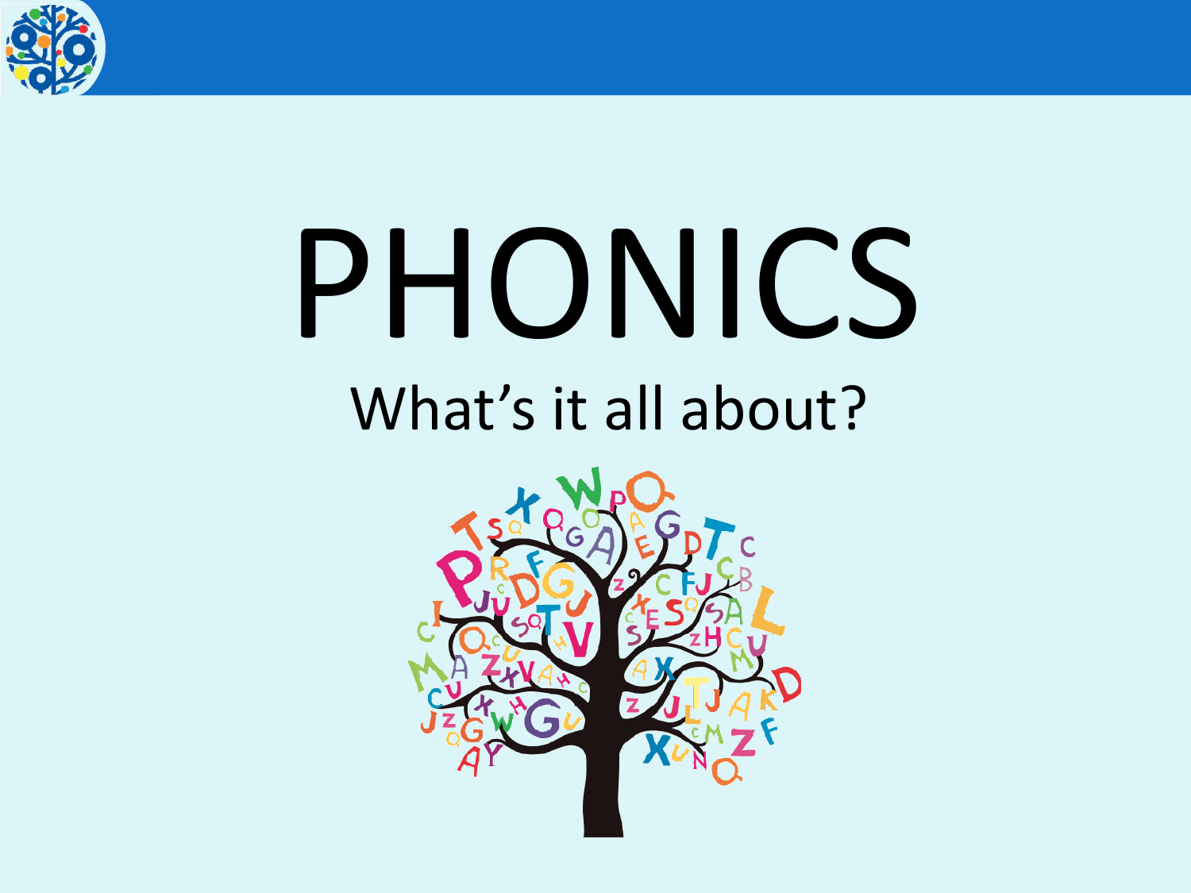# PHONICS

## What's it all about?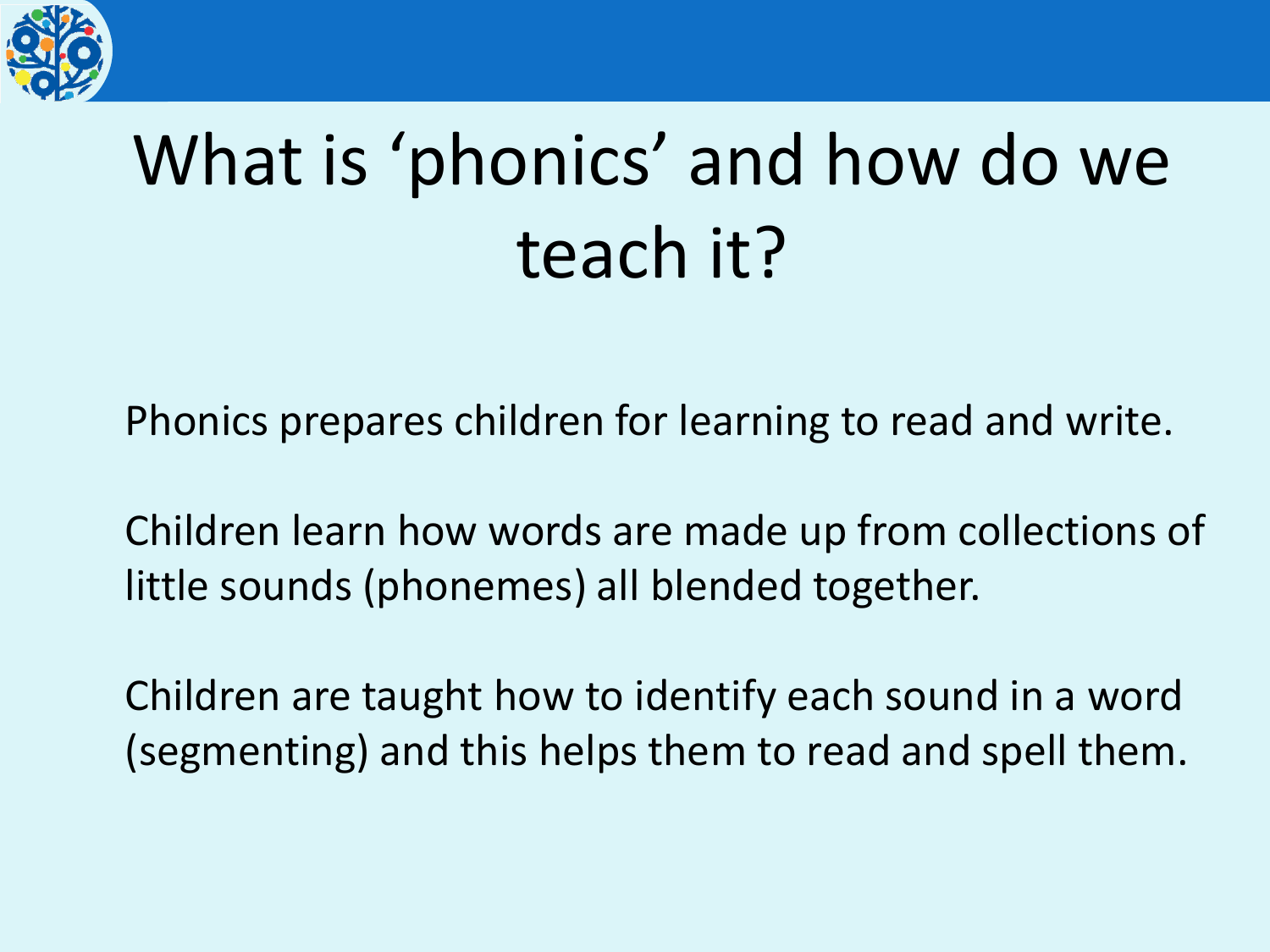# What is 'phonics' and how do we teach it?

Phonics prepares children for learning to read and write.

Children learn how words are made up from collections of little sounds (phonemes) all blended together.

Children are taught how to identify each sound in a word (segmenting) and this helps them to read and spell them.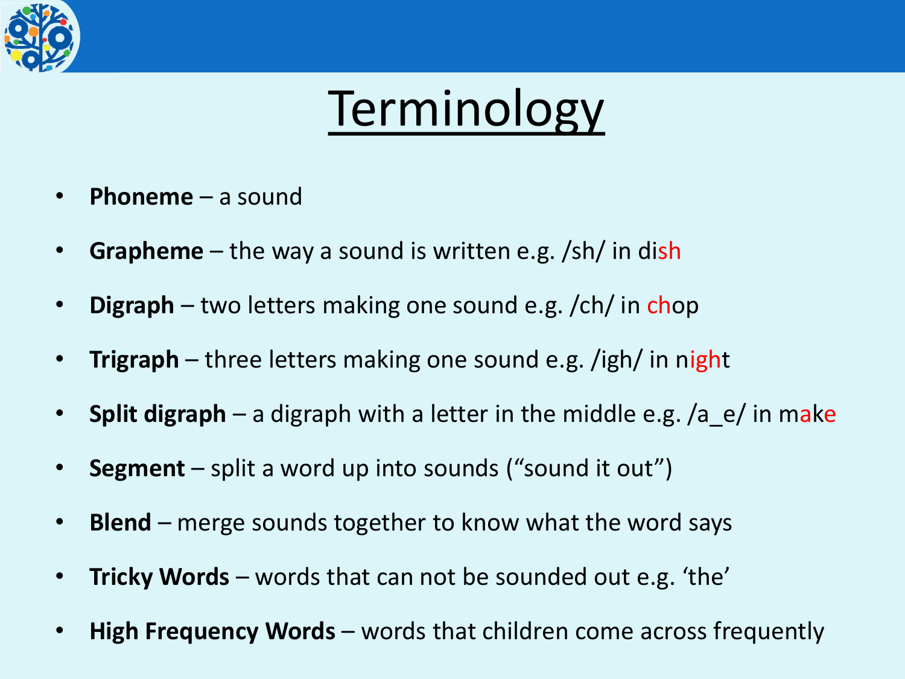# Terminology

- **Phoneme** – a sound
- **Grapheme** – the way a sound is written e.g. /sh/ in dish
- **Digraph** – two letters making one sound e.g. /ch/ in chop
- **Trigraph** – three letters making one sound e.g. /igh/ in night
- **Split digraph** – a digraph with a letter in the middle e.g. /a_e/ in make
- **Segment** – split a word up into sounds ("sound it out")
- **Blend** – merge sounds together to know what the word says
- **Tricky Words** – words that can not be sounded out e.g. 'the'
- **High Frequency Words** – words that children come across frequently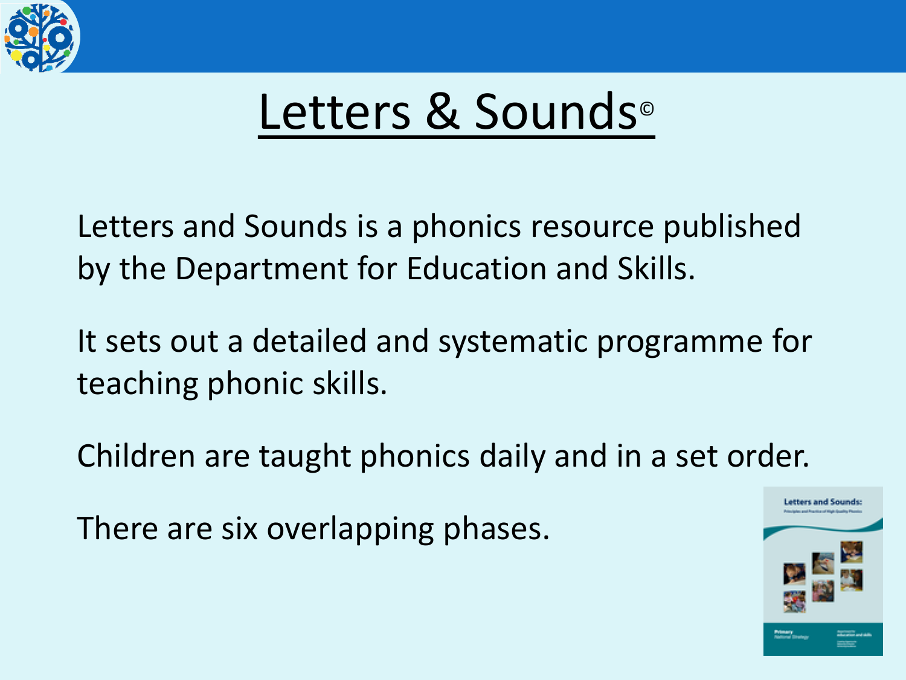# Letters & Sounds©

Letters and Sounds is a phonics resource published by the Department for Education and Skills.

It sets out a detailed and systematic programme for teaching phonic skills.

Children are taught phonics daily and in a set order.

There are six overlapping phases.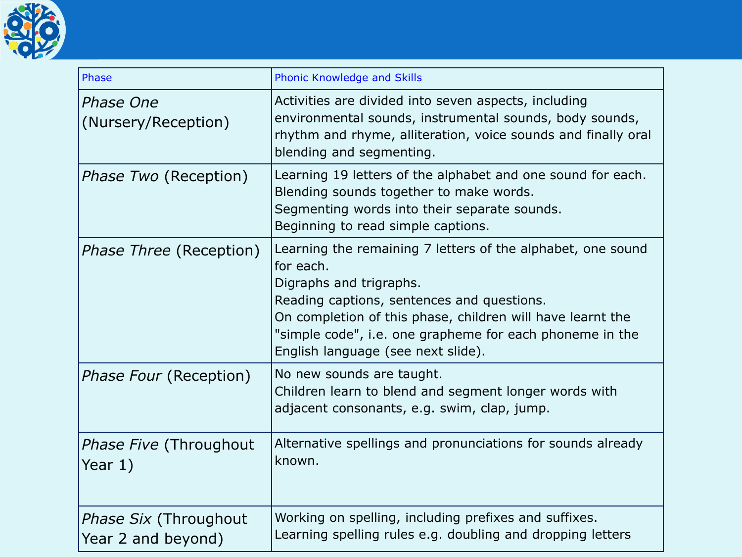| Phase | Phonic Knowledge and Skills |
| --- | --- |
| *Phase One* (Nursery/Reception) | Activities are divided into seven aspects, including environmental sounds, instrumental sounds, body sounds, rhythm and rhyme, alliteration, voice sounds and finally oral blending and segmenting. |
| *Phase Two* (Reception) | Learning 19 letters of the alphabet and one sound for each.<br>Blending sounds together to make words.<br>Segmenting words into their separate sounds.<br>Beginning to read simple captions. |
| *Phase Three* (Reception) | Learning the remaining 7 letters of the alphabet, one sound for each.<br>Digraphs and trigraphs.<br>Reading captions, sentences and questions.<br>On completion of this phase, children will have learnt the "simple code", i.e. one grapheme for each phoneme in the English language (see next slide). |
| *Phase Four* (Reception) | No new sounds are taught.<br>Children learn to blend and segment longer words with adjacent consonants, e.g. swim, clap, jump. |
| *Phase Five* (Throughout Year 1) | Alternative spellings and pronunciations for sounds already known. |
| *Phase Six* (Throughout Year 2 and beyond) | Working on spelling, including prefixes and suffixes.<br>Learning spelling rules e.g. doubling and dropping letters |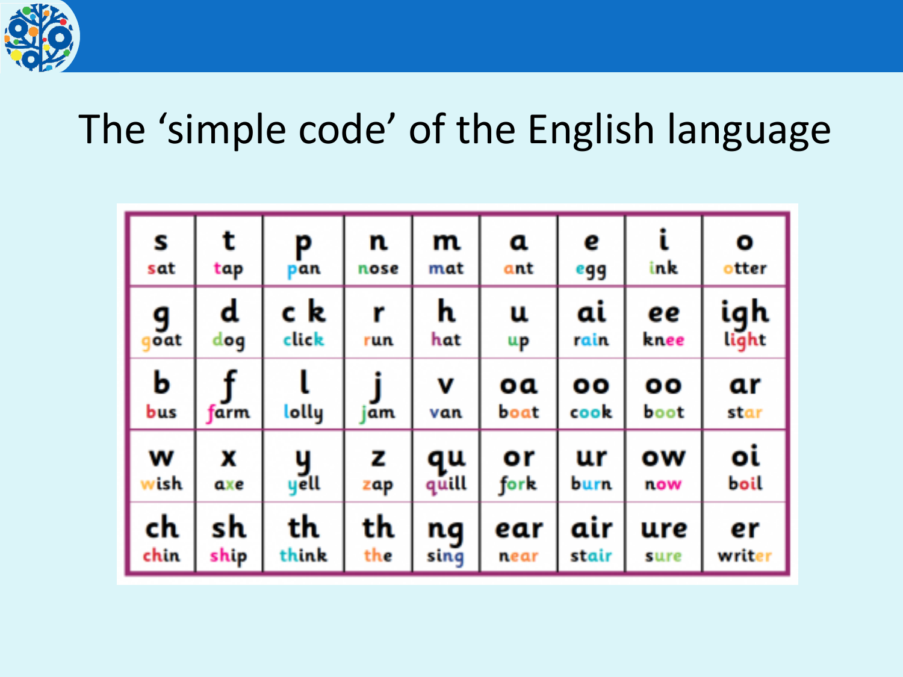# The 'simple code' of the English language

| s | t | p | n | m | a | e | i | o |
|---|---|---|---|---|---|---|---|---|
| sat | tap | pan | nose | mat | ant | egg | ink | otter |
| g goat | d dog | c k click | r run | h hat | u up | ai rain | ee knee | igh light |
| b bus | f farm | l lolly | j jam | v van | oa boat | oo cook | oo boot | ar star |
| w wish | x axe | y yell | z zap | qu quill | or fork | ur burn | ow now | oi boil |
| ch chin | sh ship | th think | th the | ng sing | ear near | air stair | ure sure | er writer |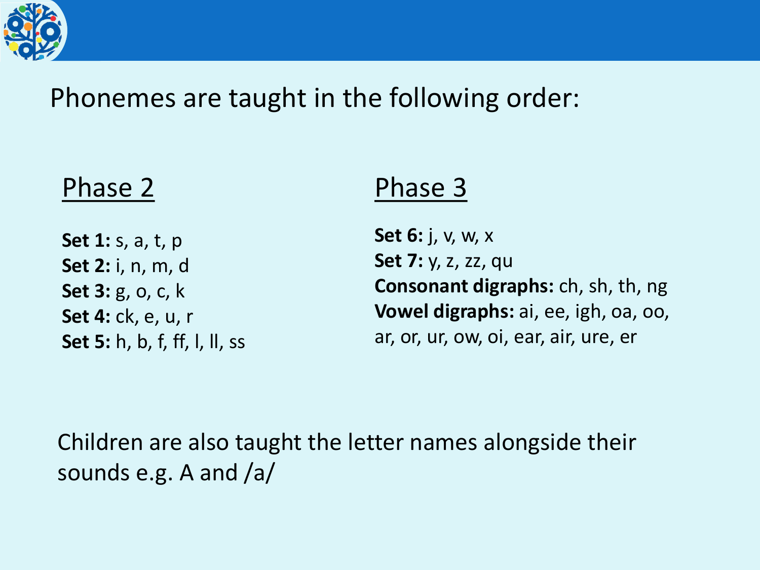# Phonemes are taught in the following order:

## Phase 2

**Set 1:** s, a, t, p
**Set 2:** i, n, m, d
**Set 3:** g, o, c, k
**Set 4:** ck, e, u, r
**Set 5:** h, b, f, ff, l, ll, ss

## Phase 3

**Set 6:** j, v, w, x
**Set 7:** y, z, zz, qu
**Consonant digraphs:** ch, sh, th, ng
**Vowel digraphs:** ai, ee, igh, oa, oo, ar, or, ur, ow, oi, ear, air, ure, er

Children are also taught the letter names alongside their sounds e.g. A and /a/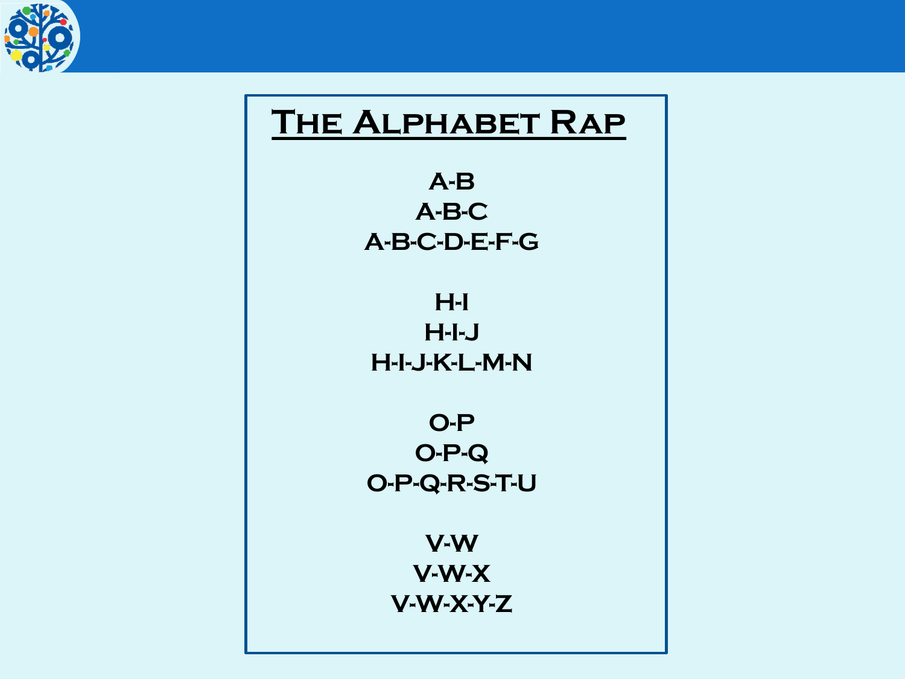# The Alphabet Rap

A-B
A-B-C
A-B-C-D-E-F-G

H-I
H-I-J
H-I-J-K-L-M-N

O-P
O-P-Q
O-P-Q-R-S-T-U

V-W
V-W-X
V-W-X-Y-Z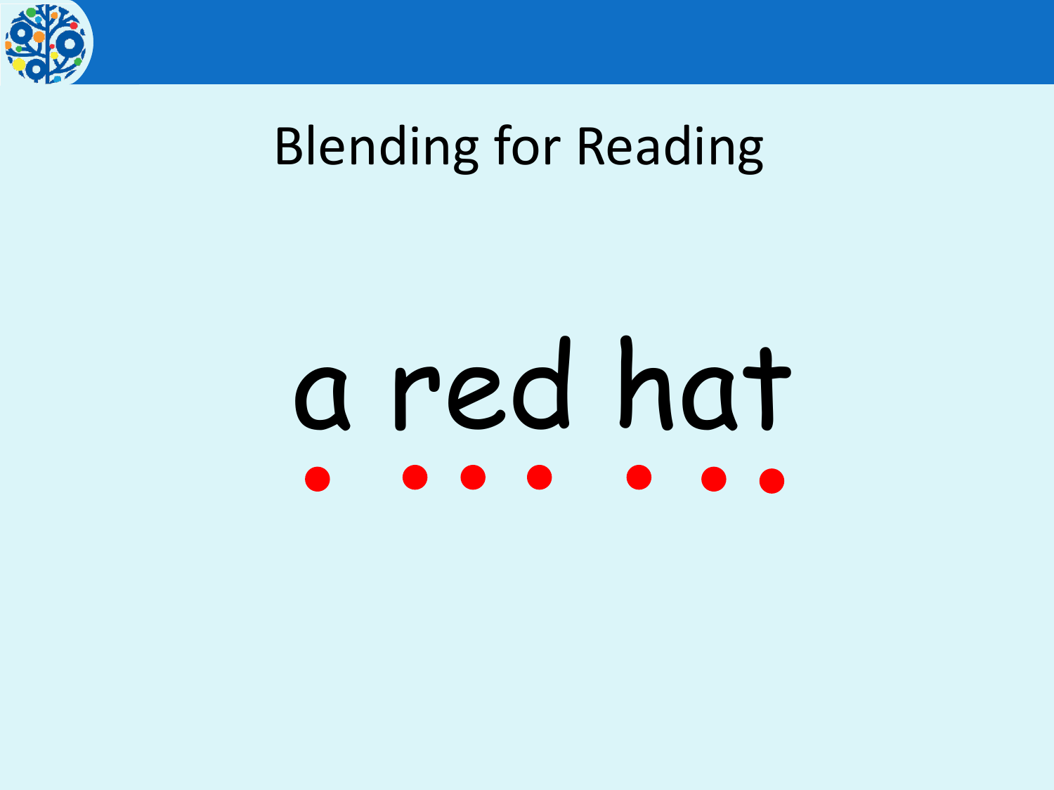# Blending for Reading

a red hat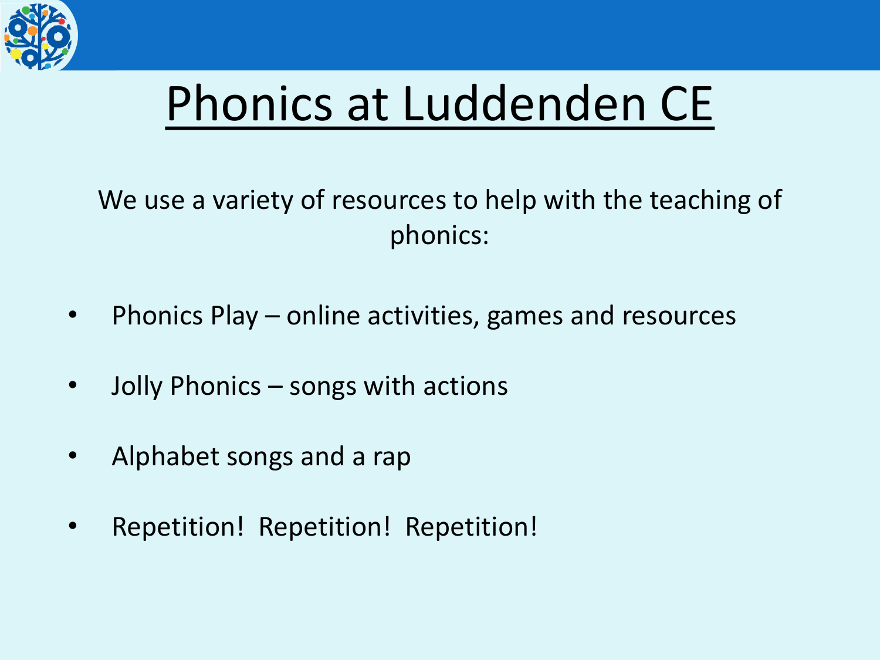# Phonics at Luddenden CE

We use a variety of resources to help with the teaching of phonics:

- Phonics Play – online activities, games and resources
- Jolly Phonics – songs with actions
- Alphabet songs and a rap
- Repetition! Repetition! Repetition!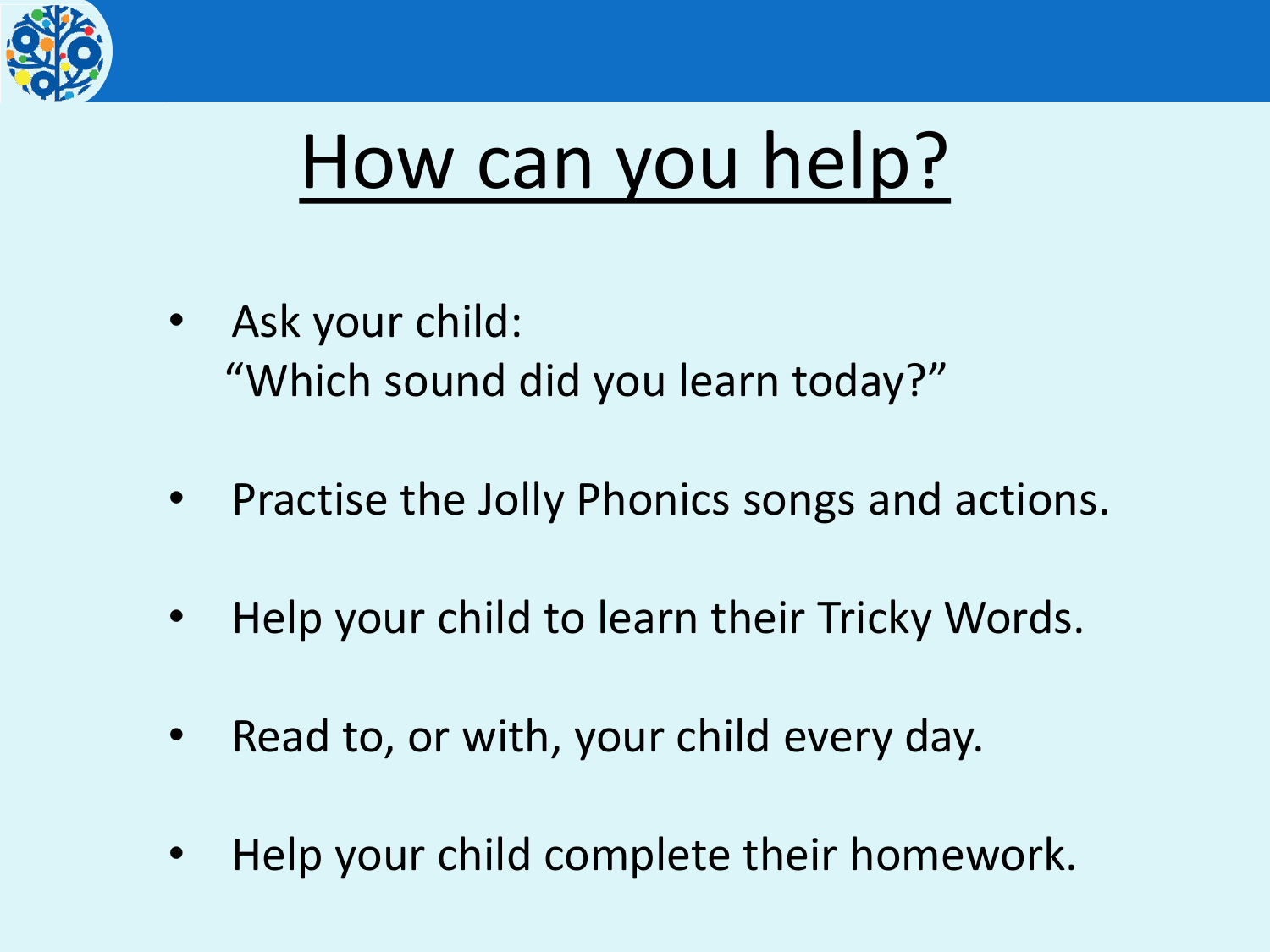# How can you help?

- Ask your child:
  "Which sound did you learn today?"
- Practise the Jolly Phonics songs and actions.
- Help your child to learn their Tricky Words.
- Read to, or with, your child every day.
- Help your child complete their homework.